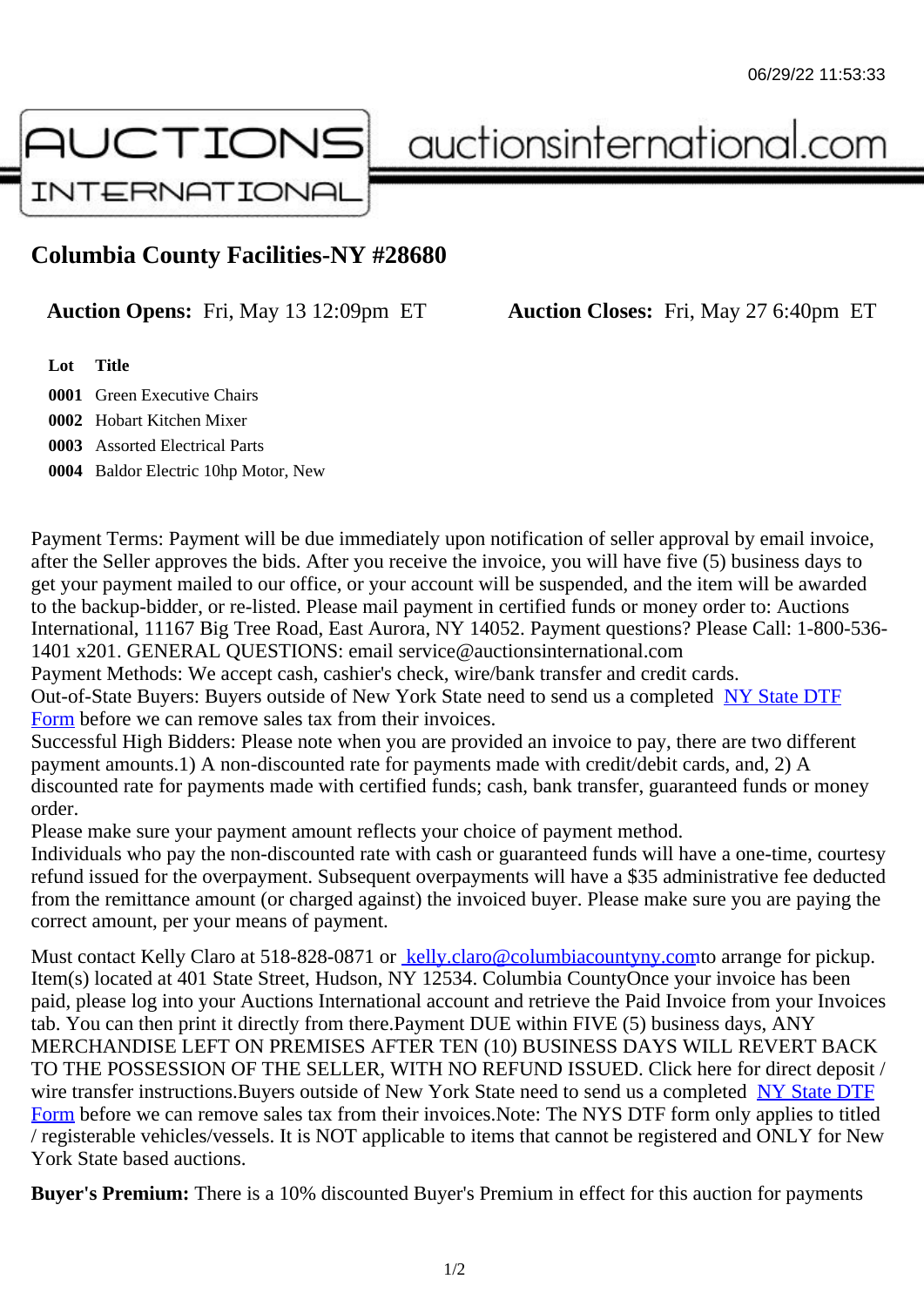# Columbia County Facilities-NY #28680

**Auction Opens:** Fri, May 13 12:09pm ET **Auction Closes:** Fri, May 27 6:40pm ET

| Lot | Title |
|---|---|
| 0001 | Green Executive Chairs |
| 0002 | Hobart Kitchen Mixer |
| 0003 | Assorted Electrical Parts |
| 0004 | Baldor Electric 10hp Motor, New |

Payment Terms: Payment will be due immediately upon notification of seller approval by email invoice, after the Seller approves the bids. After you receive the invoice, you will have five (5) business days to get your payment mailed to our office, or your account will be suspended, and the item will be awarded to the backup-bidder, or re-listed. Please mail payment in certified funds or money order to: Auctions International, 11167 Big Tree Road, East Aurora, NY 14052. Payment questions? Please Call: 1-800-536-1401 x201. GENERAL QUESTIONS: email service@auctionsinternational.com
Payment Methods: We accept cash, cashier's check, wire/bank transfer and credit cards.
Out-of-State Buyers: Buyers outside of New York State need to send us a completed NY State DTF Form before we can remove sales tax from their invoices.
Successful High Bidders: Please note when you are provided an invoice to pay, there are two different payment amounts.1) A non-discounted rate for payments made with credit/debit cards, and, 2) A discounted rate for payments made with certified funds; cash, bank transfer, guaranteed funds or money order.
Please make sure your payment amount reflects your choice of payment method.
Individuals who pay the non-discounted rate with cash or guaranteed funds will have a one-time, courtesy refund issued for the overpayment. Subsequent overpayments will have a $35 administrative fee deducted from the remittance amount (or charged against) the invoiced buyer. Please make sure you are paying the correct amount, per your means of payment.

Must contact Kelly Claro at 518-828-0871 or kelly.claro@columbiacountyny.comto arrange for pickup. Item(s) located at 401 State Street, Hudson, NY 12534. Columbia CountyOnce your invoice has been paid, please log into your Auctions International account and retrieve the Paid Invoice from your Invoices tab. You can then print it directly from there.Payment DUE within FIVE (5) business days, ANY MERCHANDISE LEFT ON PREMISES AFTER TEN (10) BUSINESS DAYS WILL REVERT BACK TO THE POSSESSION OF THE SELLER, WITH NO REFUND ISSUED. Click here for direct deposit / wire transfer instructions.Buyers outside of New York State need to send us a completed NY State DTF Form before we can remove sales tax from their invoices.Note: The NYS DTF form only applies to titled / registerable vehicles/vessels. It is NOT applicable to items that cannot be registered and ONLY for New York State based auctions.

**Buyer's Premium:** There is a 10% discounted Buyer's Premium in effect for this auction for payments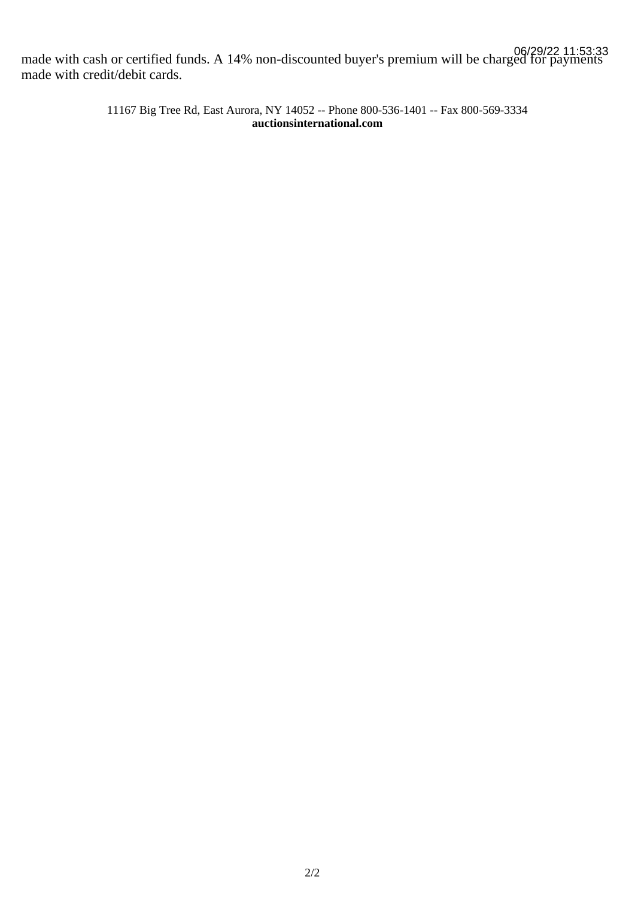made with cash or certified funds. A 14% non-discounted buyer's premium will be charged for payments made with credit/debit cards.

11167 Big Tree Rd, East Aurora, NY 14052 -- Phone 800-536-1401 -- Fax 800-569-3334
**auctionsinternational.com**